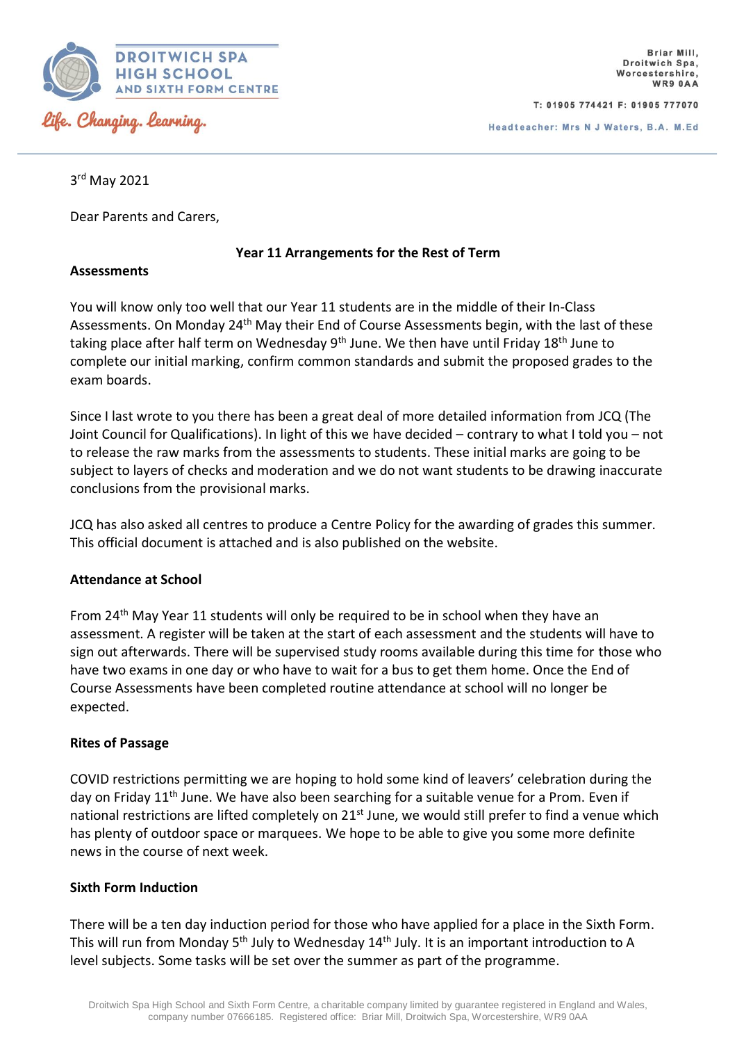**DROITWICH SPA HIGH SCHOOL AND SIXTH FORM CENTRE**

*Life. Changing. Learning.*

Briar Mill,
Droitwich Spa,
Worcestershire,
WR9 0AA

T: 01905 774421 F: 01905 777070

Headteacher: Mrs N J Waters, B.A. M.Ed

3rd May 2021

Dear Parents and Carers,

## Year 11 Arrangements for the Rest of Term

### Assessments

You will know only too well that our Year 11 students are in the middle of their In-Class Assessments. On Monday 24th May their End of Course Assessments begin, with the last of these taking place after half term on Wednesday 9th June. We then have until Friday 18th June to complete our initial marking, confirm common standards and submit the proposed grades to the exam boards.

Since I last wrote to you there has been a great deal of more detailed information from JCQ (The Joint Council for Qualifications). In light of this we have decided – contrary to what I told you – not to release the raw marks from the assessments to students. These initial marks are going to be subject to layers of checks and moderation and we do not want students to be drawing inaccurate conclusions from the provisional marks.

JCQ has also asked all centres to produce a Centre Policy for the awarding of grades this summer. This official document is attached and is also published on the website.

### Attendance at School

From 24th May Year 11 students will only be required to be in school when they have an assessment. A register will be taken at the start of each assessment and the students will have to sign out afterwards. There will be supervised study rooms available during this time for those who have two exams in one day or who have to wait for a bus to get them home. Once the End of Course Assessments have been completed routine attendance at school will no longer be expected.

### Rites of Passage

COVID restrictions permitting we are hoping to hold some kind of leavers' celebration during the day on Friday 11th June. We have also been searching for a suitable venue for a Prom. Even if national restrictions are lifted completely on 21st June, we would still prefer to find a venue which has plenty of outdoor space or marquees. We hope to be able to give you some more definite news in the course of next week.

### Sixth Form Induction

There will be a ten day induction period for those who have applied for a place in the Sixth Form. This will run from Monday 5th July to Wednesday 14th July. It is an important introduction to A level subjects. Some tasks will be set over the summer as part of the programme.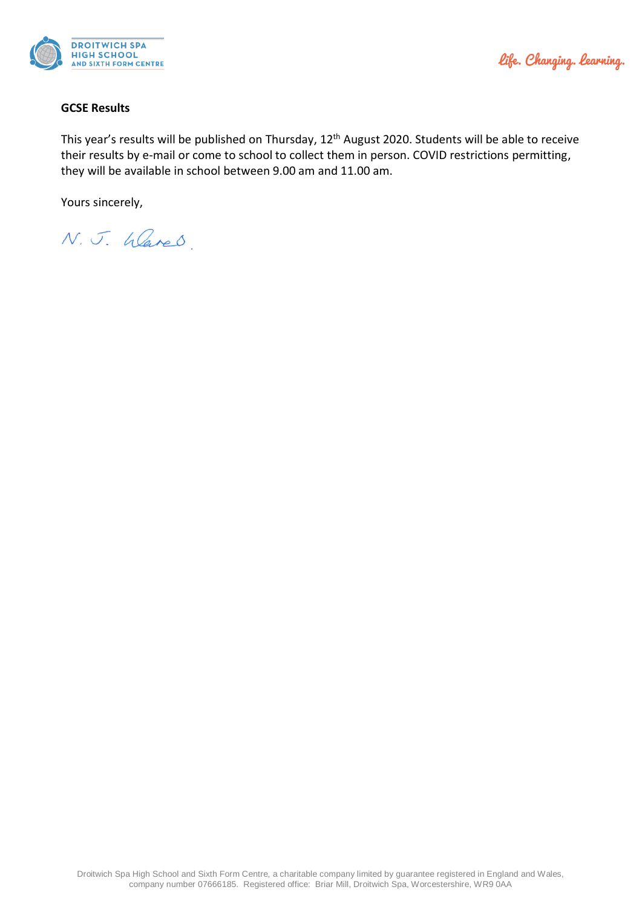**GCSE Results**

This year's results will be published on Thursday, 12th August 2020. Students will be able to receive their results by e-mail or come to school to collect them in person. COVID restrictions permitting, they will be available in school between 9.00 am and 11.00 am.

Yours sincerely,

N. J. Wares.